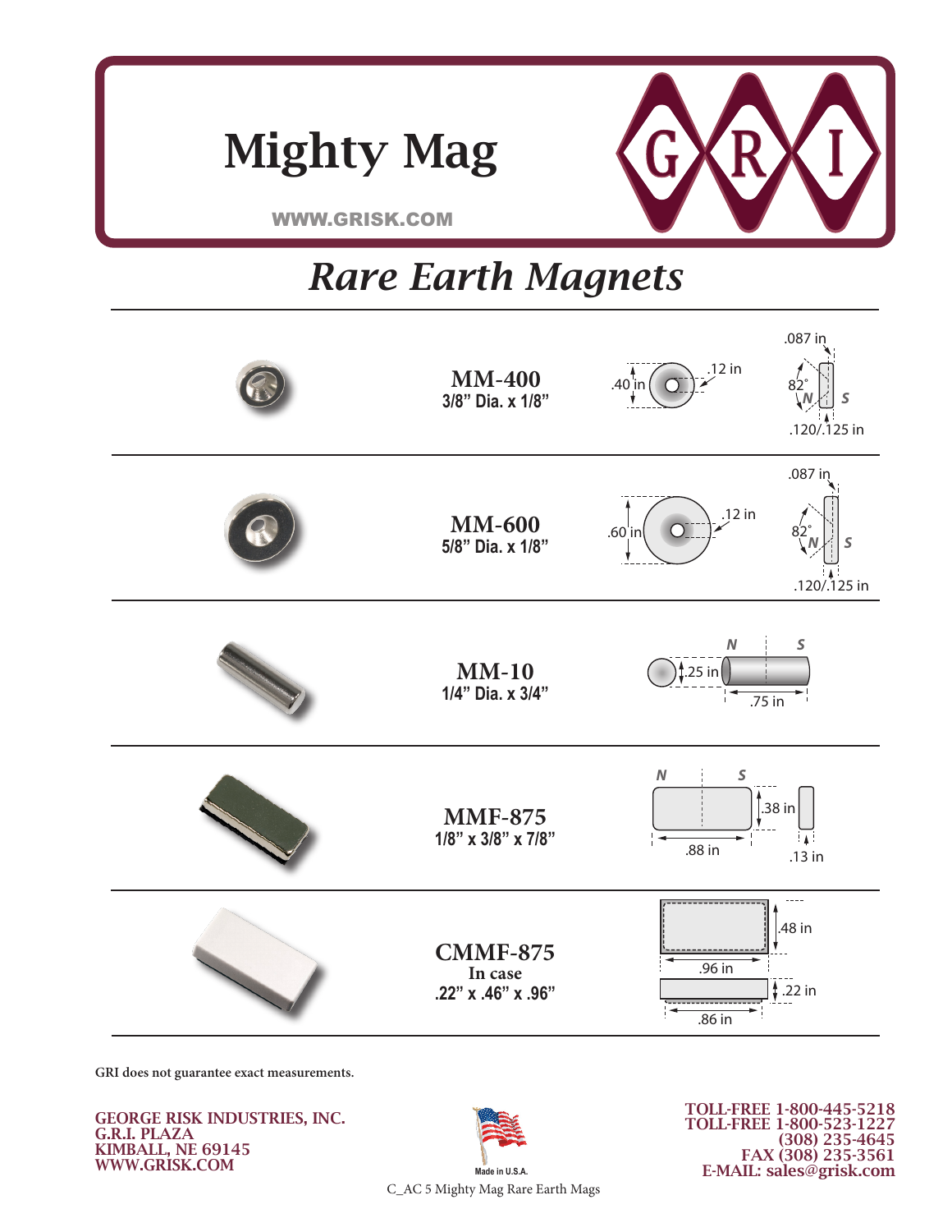# Mighty Mag

WWW.GRISK.COM

G R I

## *Rare Earth Magnets*

**MM-400**
**3/8" Dia. x 1/8"**

.40 in — .12 in — .087 in — 82° — N — S — .120/.125 in

**MM-600**
**5/8" Dia. x 1/8"**

.60 in — .12 in — .087 in — 82° — N — S — .120/.125 in

**MM-10**
**1/4" Dia. x 3/4"**

.25 in — N — S — .75 in

**MMF-875**
**1/8" x 3/8" x 7/8"**

N — S — .38 in — .88 in — .13 in

**CMMF-875**
**In case**
**.22" x .46" x .96"**

.48 in — .96 in — .22 in — .86 in

**GRI does not guarantee exact measurements.**

**GEORGE RISK INDUSTRIES, INC.**
**G.R.I. PLAZA**
**KIMBALL, NE 69145**
**WWW.GRISK.COM**

Made in U.S.A.

**TOLL-FREE 1-800-445-5218**
**TOLL-FREE 1-800-523-1227**
**(308) 235-4645**
**FAX (308) 235-3561**
**E-MAIL: sales@grisk.com**

C_AC 5 Mighty Mag Rare Earth Mags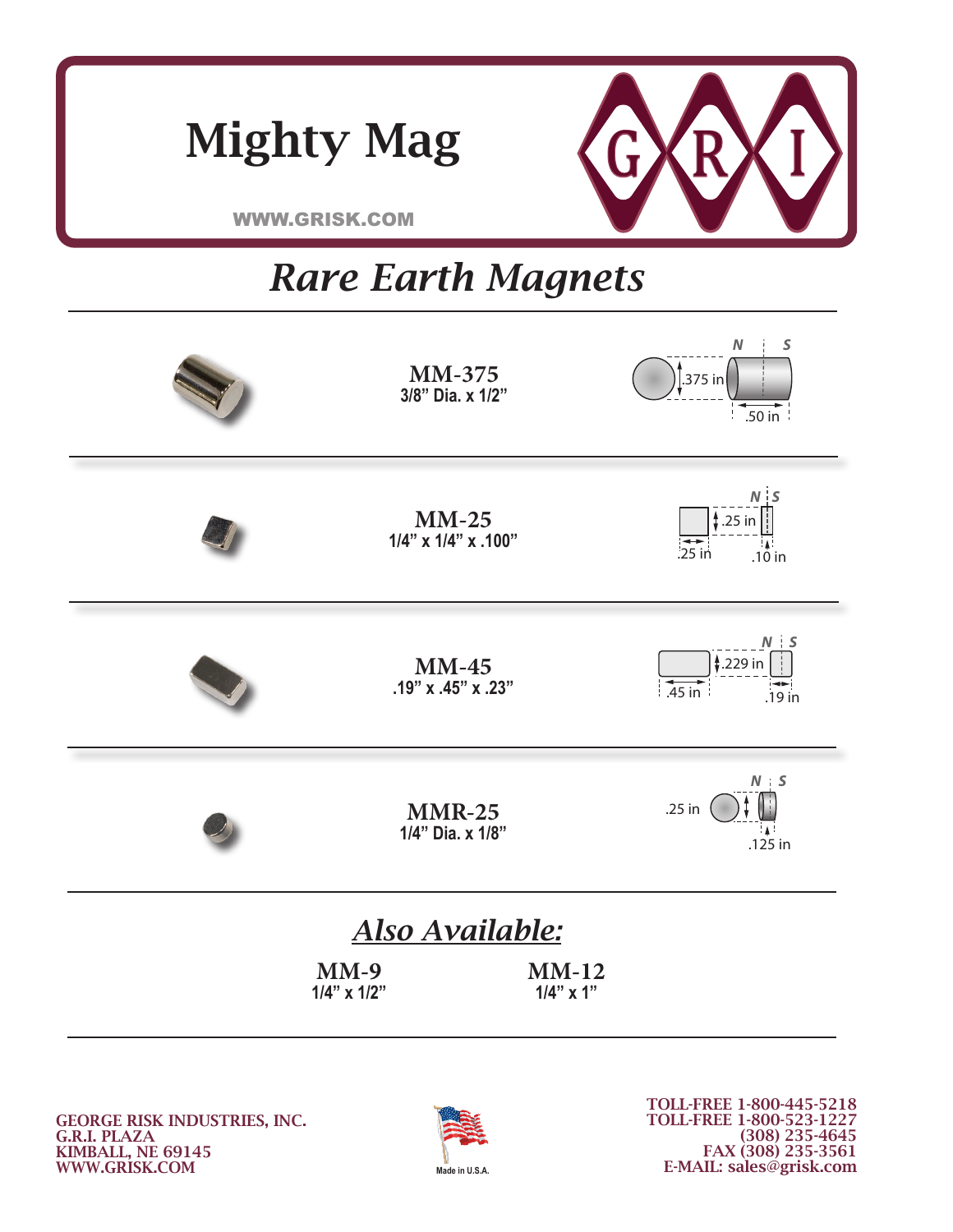# Mighty Mag

WWW.GRISK.COM

## *Rare Earth Magnets*

**MM-375**
3/8" Dia. x 1/2"

N S
.375 in
.50 in

---

**MM-25**
1/4" x 1/4" x .100"

N S
.25 in
.25 in
.10 in

---

**MM-45**
.19" x .45" x .23"

N S
.229 in
.45 in
.19 in

---

**MMR-25**
1/4" Dia. x 1/8"

N S
.25 in
.125 in

---

## *Also Available:*

**MM-9**
1/4" x 1/2"

**MM-12**
1/4" x 1"

---

GEORGE RISK INDUSTRIES, INC.
G.R.I. PLAZA
KIMBALL, NE 69145
WWW.GRISK.COM

Made in U.S.A.

TOLL-FREE 1-800-445-5218
TOLL-FREE 1-800-523-1227
(308) 235-4645
FAX (308) 235-3561
E-MAIL: sales@grisk.com